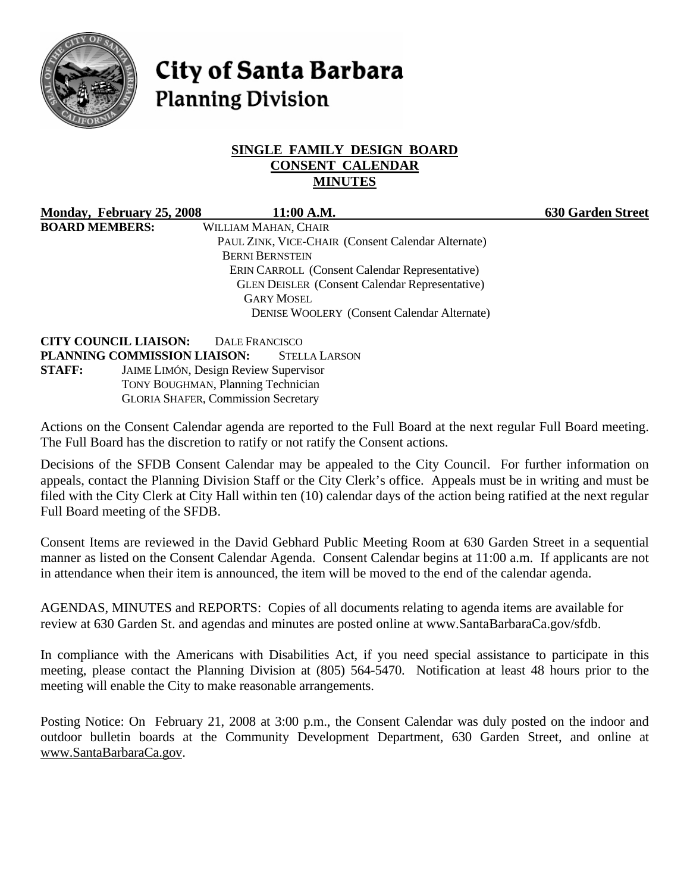# City of Santa Barbara
## Planning Division

**SINGLE FAMILY DESIGN BOARD**
**CONSENT CALENDAR**
**MINUTES**

**Monday, February 25, 2008** **11:00 A.M.** **630 Garden Street**

**BOARD MEMBERS:**
WILLIAM MAHAN, CHAIR
PAUL ZINK, VICE-CHAIR (Consent Calendar Alternate)
BERNI BERNSTEIN
ERIN CARROLL (Consent Calendar Representative)
GLEN DEISLER (Consent Calendar Representative)
GARY MOSEL
DENISE WOOLERY (Consent Calendar Alternate)

**CITY COUNCIL LIAISON:** DALE FRANCISCO
**PLANNING COMMISSION LIAISON:** STELLA LARSON
**STAFF:**
JAIME LIMÓN, Design Review Supervisor
TONY BOUGHMAN, Planning Technician
GLORIA SHAFER, Commission Secretary

Actions on the Consent Calendar agenda are reported to the Full Board at the next regular Full Board meeting. The Full Board has the discretion to ratify or not ratify the Consent actions.

Decisions of the SFDB Consent Calendar may be appealed to the City Council. For further information on appeals, contact the Planning Division Staff or the City Clerk's office. Appeals must be in writing and must be filed with the City Clerk at City Hall within ten (10) calendar days of the action being ratified at the next regular Full Board meeting of the SFDB.

Consent Items are reviewed in the David Gebhard Public Meeting Room at 630 Garden Street in a sequential manner as listed on the Consent Calendar Agenda. Consent Calendar begins at 11:00 a.m. If applicants are not in attendance when their item is announced, the item will be moved to the end of the calendar agenda.

AGENDAS, MINUTES and REPORTS: Copies of all documents relating to agenda items are available for review at 630 Garden St. and agendas and minutes are posted online at www.SantaBarbaraCa.gov/sfdb.

In compliance with the Americans with Disabilities Act, if you need special assistance to participate in this meeting, please contact the Planning Division at (805) 564-5470. Notification at least 48 hours prior to the meeting will enable the City to make reasonable arrangements.

Posting Notice: On February 21, 2008 at 3:00 p.m., the Consent Calendar was duly posted on the indoor and outdoor bulletin boards at the Community Development Department, 630 Garden Street, and online at www.SantaBarbaraCa.gov.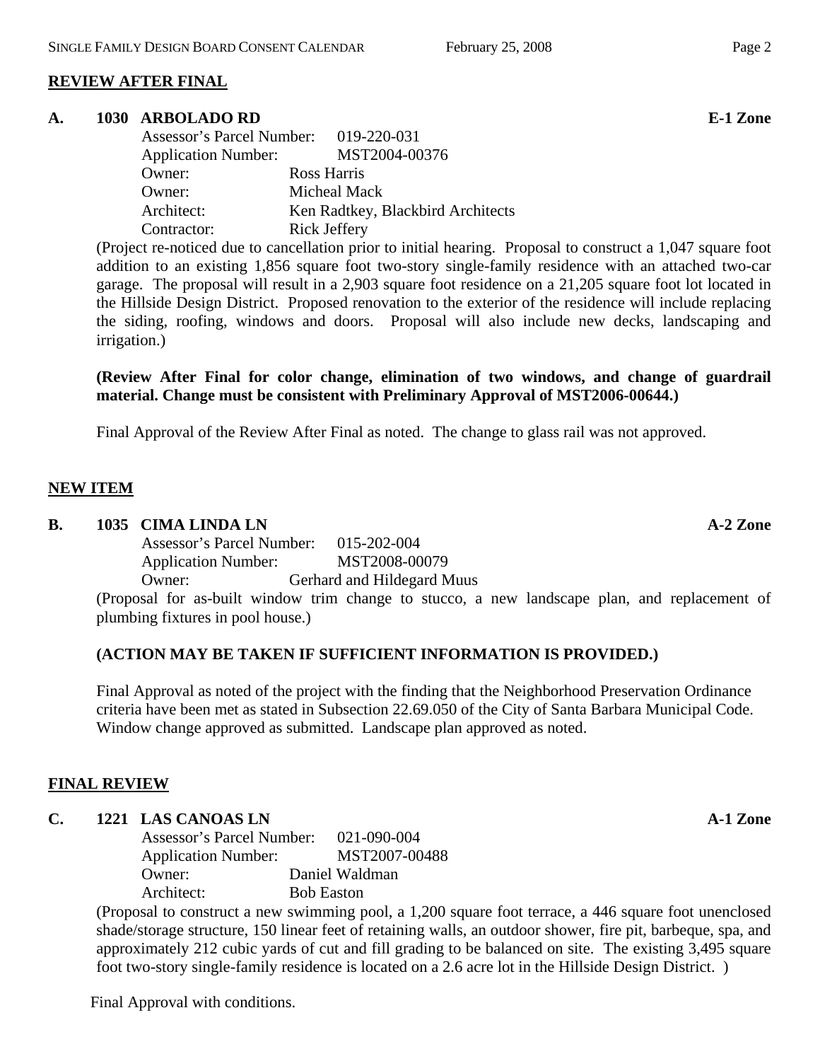## REVIEW AFTER FINAL

**A. 1030 ARBOLADO RD E-1 Zone**

Assessor's Parcel Number: 019-220-031
Application Number: MST2004-00376
Owner: Ross Harris
Owner: Micheal Mack
Architect: Ken Radtkey, Blackbird Architects
Contractor: Rick Jeffery

(Project re-noticed due to cancellation prior to initial hearing. Proposal to construct a 1,047 square foot addition to an existing 1,856 square foot two-story single-family residence with an attached two-car garage. The proposal will result in a 2,903 square foot residence on a 21,205 square foot lot located in the Hillside Design District. Proposed renovation to the exterior of the residence will include replacing the siding, roofing, windows and doors. Proposal will also include new decks, landscaping and irrigation.)

**(Review After Final for color change, elimination of two windows, and change of guardrail material. Change must be consistent with Preliminary Approval of MST2006-00644.)**

Final Approval of the Review After Final as noted. The change to glass rail was not approved.

## NEW ITEM

**B. 1035 CIMA LINDA LN A-2 Zone**

Assessor's Parcel Number: 015-202-004
Application Number: MST2008-00079
Owner: Gerhard and Hildegard Muus

(Proposal for as-built window trim change to stucco, a new landscape plan, and replacement of plumbing fixtures in pool house.)

**(ACTION MAY BE TAKEN IF SUFFICIENT INFORMATION IS PROVIDED.)**

Final Approval as noted of the project with the finding that the Neighborhood Preservation Ordinance criteria have been met as stated in Subsection 22.69.050 of the City of Santa Barbara Municipal Code. Window change approved as submitted. Landscape plan approved as noted.

## FINAL REVIEW

**C. 1221 LAS CANOAS LN A-1 Zone**

Assessor's Parcel Number: 021-090-004
Application Number: MST2007-00488
Owner: Daniel Waldman
Architect: Bob Easton

(Proposal to construct a new swimming pool, a 1,200 square foot terrace, a 446 square foot unenclosed shade/storage structure, 150 linear feet of retaining walls, an outdoor shower, fire pit, barbeque, spa, and approximately 212 cubic yards of cut and fill grading to be balanced on site. The existing 3,495 square foot two-story single-family residence is located on a 2.6 acre lot in the Hillside Design District. )

Final Approval with conditions.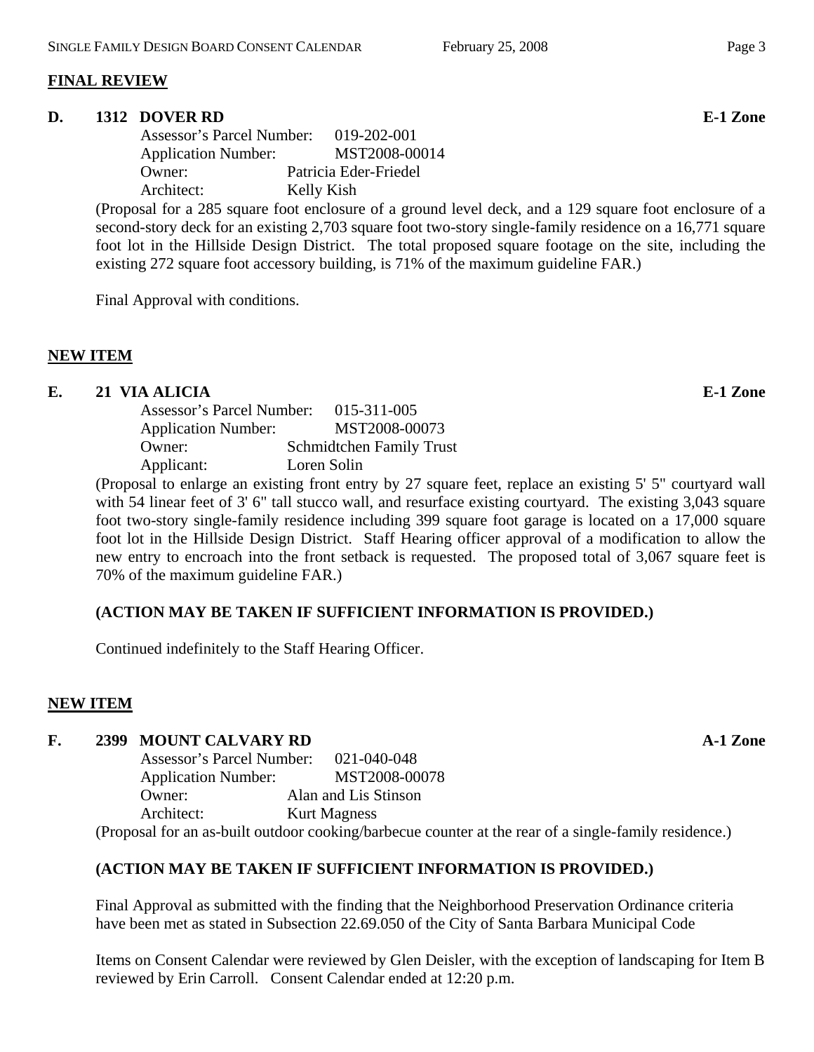## FINAL REVIEW

### D. 1312 DOVER RD — E-1 Zone

Assessor's Parcel Number: 019-202-001
Application Number: MST2008-00014
Owner: Patricia Eder-Friedel
Architect: Kelly Kish

(Proposal for a 285 square foot enclosure of a ground level deck, and a 129 square foot enclosure of a second-story deck for an existing 2,703 square foot two-story single-family residence on a 16,771 square foot lot in the Hillside Design District. The total proposed square footage on the site, including the existing 272 square foot accessory building, is 71% of the maximum guideline FAR.)

Final Approval with conditions.

## NEW ITEM

### E. 21 VIA ALICIA — E-1 Zone

Assessor's Parcel Number: 015-311-005
Application Number: MST2008-00073
Owner: Schmidtchen Family Trust
Applicant: Loren Solin

(Proposal to enlarge an existing front entry by 27 square feet, replace an existing 5' 5" courtyard wall with 54 linear feet of 3' 6" tall stucco wall, and resurface existing courtyard. The existing 3,043 square foot two-story single-family residence including 399 square foot garage is located on a 17,000 square foot lot in the Hillside Design District. Staff Hearing officer approval of a modification to allow the new entry to encroach into the front setback is requested. The proposed total of 3,067 square feet is 70% of the maximum guideline FAR.)

**(ACTION MAY BE TAKEN IF SUFFICIENT INFORMATION IS PROVIDED.)**

Continued indefinitely to the Staff Hearing Officer.

## NEW ITEM

### F. 2399 MOUNT CALVARY RD — A-1 Zone

Assessor's Parcel Number: 021-040-048
Application Number: MST2008-00078
Owner: Alan and Lis Stinson
Architect: Kurt Magness

(Proposal for an as-built outdoor cooking/barbecue counter at the rear of a single-family residence.)

**(ACTION MAY BE TAKEN IF SUFFICIENT INFORMATION IS PROVIDED.)**

Final Approval as submitted with the finding that the Neighborhood Preservation Ordinance criteria have been met as stated in Subsection 22.69.050 of the City of Santa Barbara Municipal Code

Items on Consent Calendar were reviewed by Glen Deisler, with the exception of landscaping for Item B reviewed by Erin Carroll. Consent Calendar ended at 12:20 p.m.